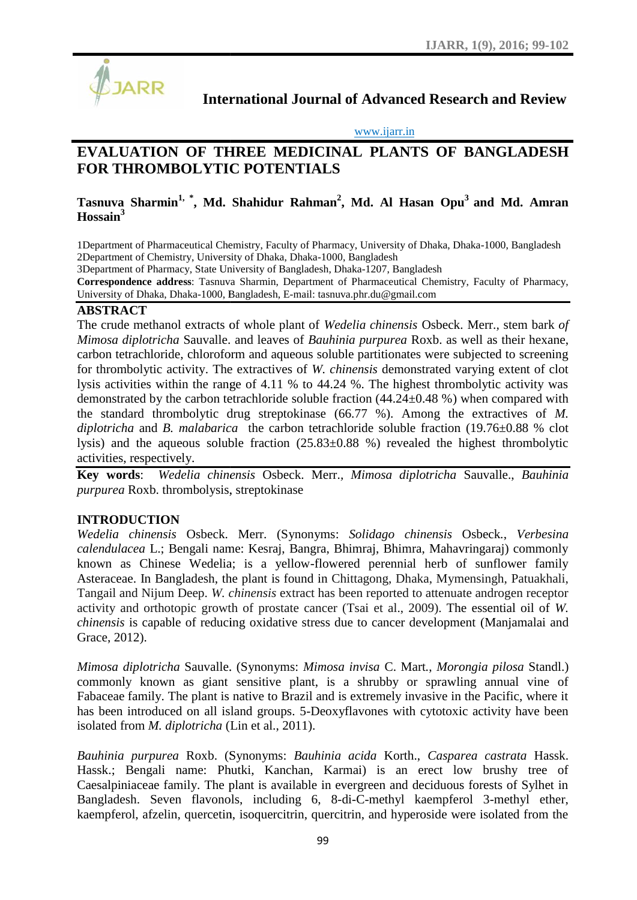# International Journal of Advanced Research and Review

www.ijarr.in

# EVALUATION OF THREE MEDICINAL PLANTS OF BANGLADESH FOR THROMBOLYTIC POTENTIALS

**Tasnuva Sharmin[1, *], Md. Shahidur Rahman[2], Md. Al Hasan Opu[3] and Md. Amran Hossain[3]**

1Department of Pharmaceutical Chemistry, Faculty of Pharmacy, University of Dhaka, Dhaka-1000, Bangladesh
2Department of Chemistry, University of Dhaka, Dhaka-1000, Bangladesh
3Department of Pharmacy, State University of Bangladesh, Dhaka-1207, Bangladesh
**Correspondence address**: Tasnuva Sharmin, Department of Pharmaceutical Chemistry, Faculty of Pharmacy, University of Dhaka, Dhaka-1000, Bangladesh, E-mail: tasnuva.phr.du@gmail.com

## ABSTRACT

The crude methanol extracts of whole plant of *Wedelia chinensis* Osbeck. Merr., stem bark *of Mimosa diplotricha* Sauvalle. and leaves of *Bauhinia purpurea* Roxb. as well as their hexane, carbon tetrachloride, chloroform and aqueous soluble partitionates were subjected to screening for thrombolytic activity. The extractives of *W. chinensis* demonstrated varying extent of clot lysis activities within the range of 4.11 % to 44.24 %. The highest thrombolytic activity was demonstrated by the carbon tetrachloride soluble fraction (44.24±0.48 %) when compared with the standard thrombolytic drug streptokinase (66.77 %). Among the extractives of *M. diplotricha* and *B. malabarica* the carbon tetrachloride soluble fraction (19.76±0.88 % clot lysis) and the aqueous soluble fraction (25.83±0.88 %) revealed the highest thrombolytic activities, respectively.

**Key words**: *Wedelia chinensis* Osbeck. Merr., *Mimosa diplotricha* Sauvalle., *Bauhinia purpurea* Roxb. thrombolysis, streptokinase

## INTRODUCTION

*Wedelia chinensis* Osbeck. Merr. (Synonyms: *Solidago chinensis* Osbeck., *Verbesina calendulacea* L.; Bengali name: Kesraj, Bangra, Bhimraj, Bhimra, Mahavringaraj) commonly known as Chinese Wedelia; is a yellow-flowered perennial herb of sunflower family Asteraceae. In Bangladesh, the plant is found in Chittagong, Dhaka, Mymensingh, Patuakhali, Tangail and Nijum Deep. *W. chinensis* extract has been reported to attenuate androgen receptor activity and orthotopic growth of prostate cancer (Tsai et al., 2009). The essential oil of *W. chinensis* is capable of reducing oxidative stress due to cancer development (Manjamalai and Grace, 2012).

*Mimosa diplotricha* Sauvalle. (Synonyms: *Mimosa invisa* C. Mart., *Morongia pilosa* Standl.) commonly known as giant sensitive plant, is a shrubby or sprawling annual vine of Fabaceae family. The plant is native to Brazil and is extremely invasive in the Pacific, where it has been introduced on all island groups. 5-Deoxyflavones with cytotoxic activity have been isolated from *M. diplotricha* (Lin et al., 2011).

*Bauhinia purpurea* Roxb. (Synonyms: *Bauhinia acida* Korth., *Casparea castrata* Hassk. Hassk.; Bengali name: Phutki, Kanchan, Karmai) is an erect low brushy tree of Caesalpiniaceae family. The plant is available in evergreen and deciduous forests of Sylhet in Bangladesh. Seven flavonols, including 6, 8-di-C-methyl kaempferol 3-methyl ether, kaempferol, afzelin, quercetin, isoquercitrin, quercitrin, and hyperoside were isolated from the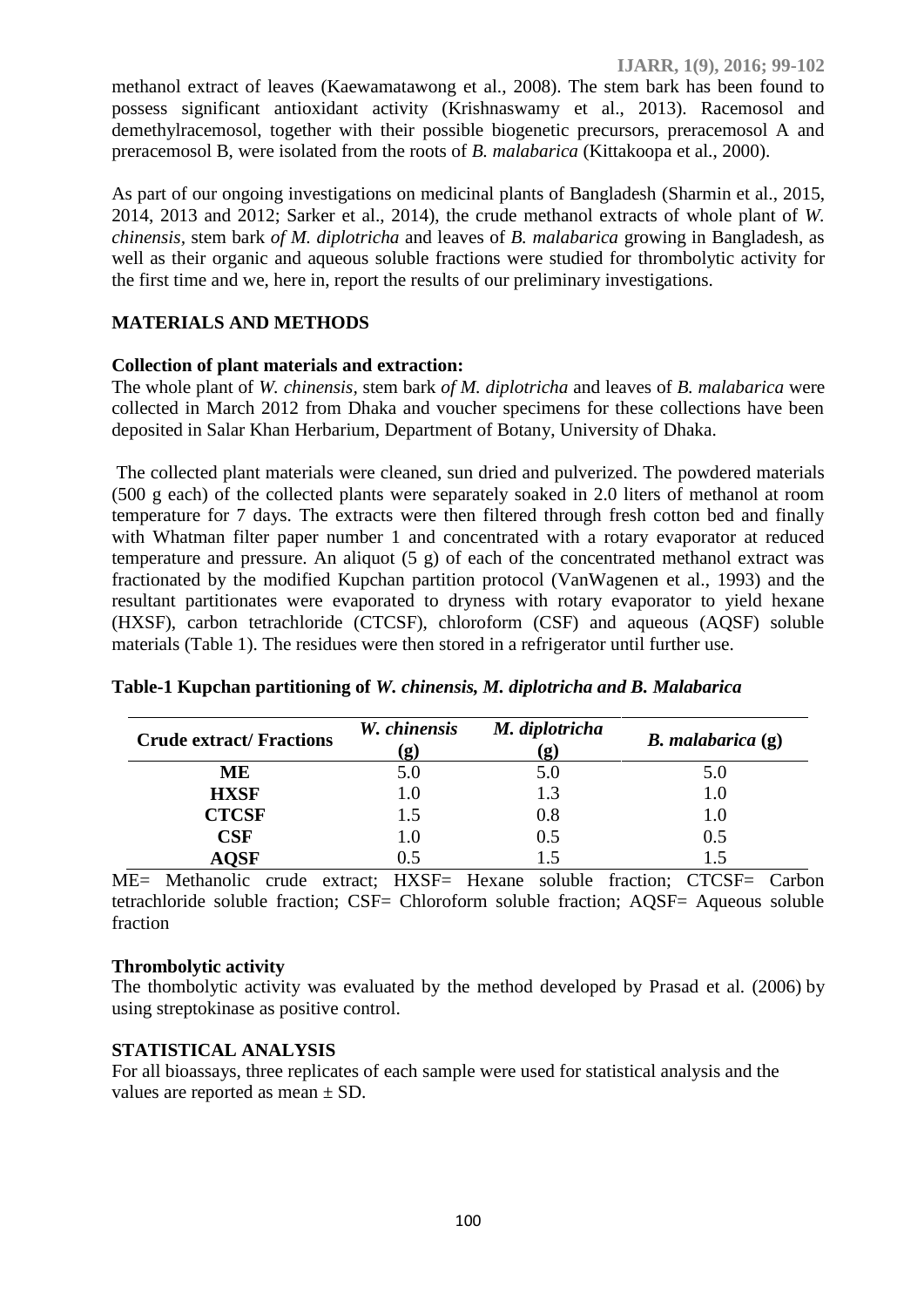methanol extract of leaves (Kaewamatawong et al., 2008). The stem bark has been found to possess significant antioxidant activity (Krishnaswamy et al., 2013). Racemosol and demethylracemosol, together with their possible biogenetic precursors, preracemosol A and preracemosol B, were isolated from the roots of *B. malabarica* (Kittakoopa et al., 2000).

As part of our ongoing investigations on medicinal plants of Bangladesh (Sharmin et al., 2015, 2014, 2013 and 2012; Sarker et al., 2014), the crude methanol extracts of whole plant of *W. chinensis*, stem bark *of M. diplotricha* and leaves of *B. malabarica* growing in Bangladesh, as well as their organic and aqueous soluble fractions were studied for thrombolytic activity for the first time and we, here in, report the results of our preliminary investigations.

## MATERIALS AND METHODS

### Collection of plant materials and extraction:

The whole plant of *W. chinensis*, stem bark *of M. diplotricha* and leaves of *B. malabarica* were collected in March 2012 from Dhaka and voucher specimens for these collections have been deposited in Salar Khan Herbarium, Department of Botany, University of Dhaka.

The collected plant materials were cleaned, sun dried and pulverized. The powdered materials (500 g each) of the collected plants were separately soaked in 2.0 liters of methanol at room temperature for 7 days. The extracts were then filtered through fresh cotton bed and finally with Whatman filter paper number 1 and concentrated with a rotary evaporator at reduced temperature and pressure. An aliquot (5 g) of each of the concentrated methanol extract was fractionated by the modified Kupchan partition protocol (VanWagenen et al., 1993) and the resultant partitionates were evaporated to dryness with rotary evaporator to yield hexane (HXSF), carbon tetrachloride (CTCSF), chloroform (CSF) and aqueous (AQSF) soluble materials (Table 1). The residues were then stored in a refrigerator until further use.

**Table-1 Kupchan partitioning of *W. chinensis, M. diplotricha and B. Malabarica***

| Crude extract/ Fractions | *W. chinensis* (g) | *M. diplotricha* (g) | *B. malabarica* (g) |
|---|---|---|---|
| **ME** | 5.0 | 5.0 | 5.0 |
| **HXSF** | 1.0 | 1.3 | 1.0 |
| **CTCSF** | 1.5 | 0.8 | 1.0 |
| **CSF** | 1.0 | 0.5 | 0.5 |
| **AQSF** | 0.5 | 1.5 | 1.5 |

ME= Methanolic crude extract; HXSF= Hexane soluble fraction; CTCSF= Carbon tetrachloride soluble fraction; CSF= Chloroform soluble fraction; AQSF= Aqueous soluble fraction

### Thrombolytic activity

The thombolytic activity was evaluated by the method developed by Prasad et al. (2006) by using streptokinase as positive control.

## STATISTICAL ANALYSIS

For all bioassays, three replicates of each sample were used for statistical analysis and the values are reported as mean ± SD.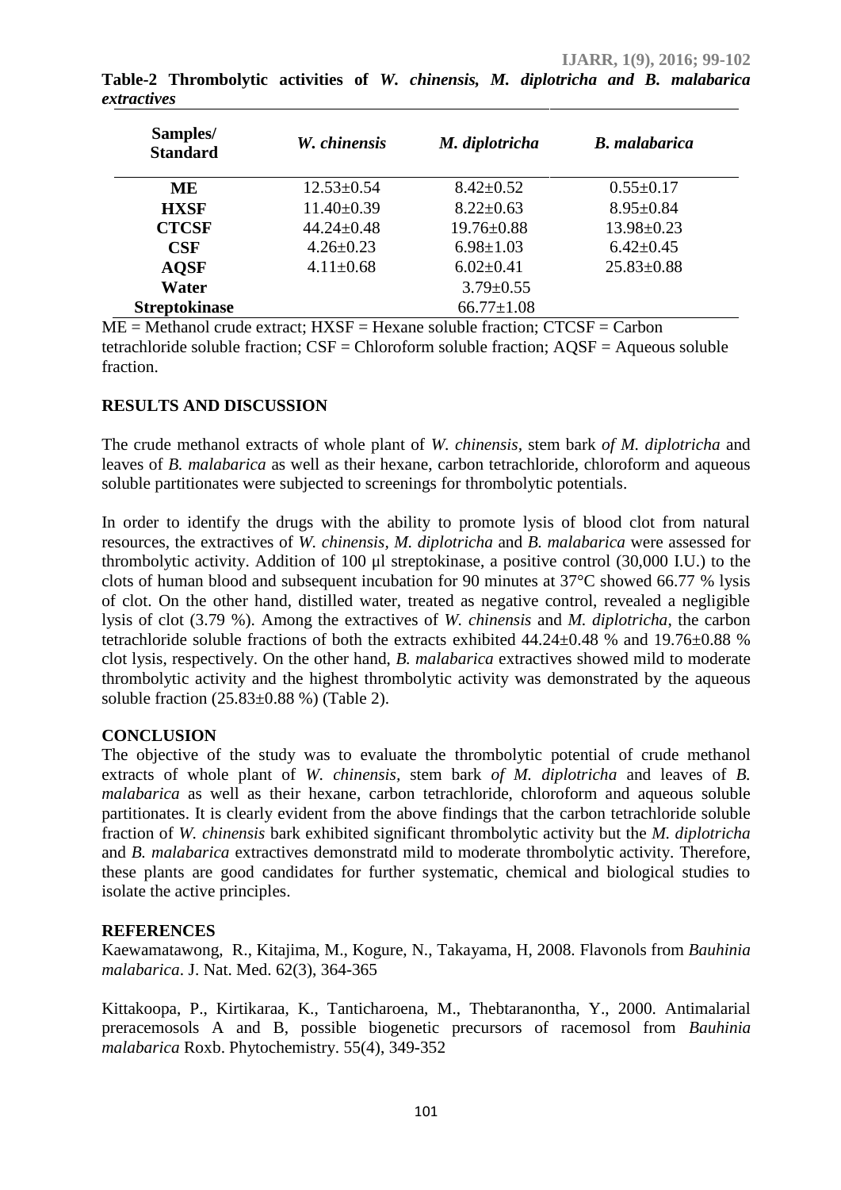**Table-2 Thrombolytic activities of *W. chinensis, M. diplotricha* and *B. malabarica* extractives**

| Samples/ Standard | *W. chinensis* | *M. diplotricha* | *B. malabarica* |
|---|---|---|---|
| **ME** | 12.53±0.54 | 8.42±0.52 | 0.55±0.17 |
| **HXSF** | 11.40±0.39 | 8.22±0.63 | 8.95±0.84 |
| **CTCSF** | 44.24±0.48 | 19.76±0.88 | 13.98±0.23 |
| **CSF** | 4.26±0.23 | 6.98±1.03 | 6.42±0.45 |
| **AQSF** | 4.11±0.68 | 6.02±0.41 | 25.83±0.88 |
| **Water** | | 3.79±0.55 | |
| **Streptokinase** | | 66.77±1.08 | |

ME = Methanol crude extract; HXSF = Hexane soluble fraction; CTCSF = Carbon tetrachloride soluble fraction; CSF = Chloroform soluble fraction; AQSF = Aqueous soluble fraction.

## RESULTS AND DISCUSSION

The crude methanol extracts of whole plant of *W. chinensis,* stem bark *of M. diplotricha* and leaves of *B. malabarica* as well as their hexane, carbon tetrachloride, chloroform and aqueous soluble partitionates were subjected to screenings for thrombolytic potentials.

In order to identify the drugs with the ability to promote lysis of blood clot from natural resources, the extractives of *W. chinensis, M. diplotricha* and *B. malabarica* were assessed for thrombolytic activity. Addition of 100 µl streptokinase, a positive control (30,000 I.U.) to the clots of human blood and subsequent incubation for 90 minutes at 37°C showed 66.77 % lysis of clot. On the other hand, distilled water, treated as negative control, revealed a negligible lysis of clot (3.79 %). Among the extractives of *W. chinensis* and *M. diplotricha*, the carbon tetrachloride soluble fractions of both the extracts exhibited 44.24±0.48 % and 19.76±0.88 % clot lysis, respectively. On the other hand, *B. malabarica* extractives showed mild to moderate thrombolytic activity and the highest thrombolytic activity was demonstrated by the aqueous soluble fraction (25.83±0.88 %) (Table 2).

## CONCLUSION

The objective of the study was to evaluate the thrombolytic potential of crude methanol extracts of whole plant of *W. chinensis,* stem bark *of M. diplotricha* and leaves of *B. malabarica* as well as their hexane, carbon tetrachloride, chloroform and aqueous soluble partitionates. It is clearly evident from the above findings that the carbon tetrachloride soluble fraction of *W. chinensis* bark exhibited significant thrombolytic activity but the *M. diplotricha* and *B. malabarica* extractives demonstratd mild to moderate thrombolytic activity. Therefore, these plants are good candidates for further systematic, chemical and biological studies to isolate the active principles.

## REFERENCES

Kaewamatawong, R., Kitajima, M., Kogure, N., Takayama, H, 2008. Flavonols from *Bauhinia malabarica*. J. Nat. Med. 62(3), 364-365

Kittakoopa, P., Kirtikaraa, K., Tanticharoena, M., Thebtaranontha, Y., 2000. Antimalarial preracemosols A and B, possible biogenetic precursors of racemosol from *Bauhinia malabarica* Roxb. Phytochemistry. 55(4), 349-352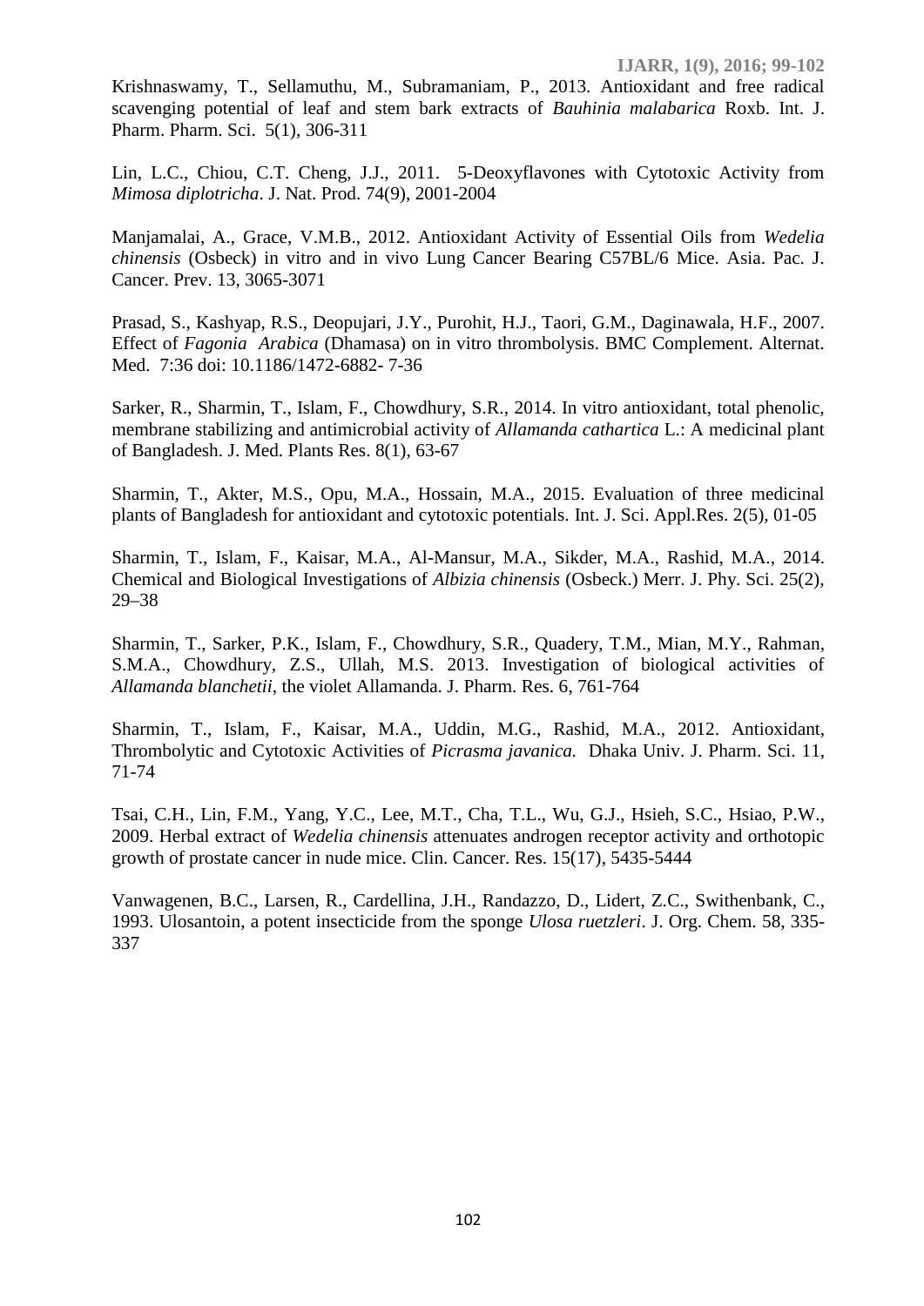Krishnaswamy, T., Sellamuthu, M., Subramaniam, P., 2013. Antioxidant and free radical scavenging potential of leaf and stem bark extracts of *Bauhinia malabarica* Roxb. Int. J. Pharm. Pharm. Sci. 5(1), 306-311

Lin, L.C., Chiou, C.T. Cheng, J.J., 2011. 5-Deoxyflavones with Cytotoxic Activity from *Mimosa diplotricha*. J. Nat. Prod. 74(9), 2001-2004

Manjamalai, A., Grace, V.M.B., 2012. Antioxidant Activity of Essential Oils from *Wedelia chinensis* (Osbeck) in vitro and in vivo Lung Cancer Bearing C57BL/6 Mice. Asia. Pac. J. Cancer. Prev. 13, 3065-3071

Prasad, S., Kashyap, R.S., Deopujari, J.Y., Purohit, H.J., Taori, G.M., Daginawala, H.F., 2007. Effect of *Fagonia Arabica* (Dhamasa) on in vitro thrombolysis. BMC Complement. Alternat. Med. 7:36 doi: 10.1186/1472-6882- 7-36

Sarker, R., Sharmin, T., Islam, F., Chowdhury, S.R., 2014. In vitro antioxidant, total phenolic, membrane stabilizing and antimicrobial activity of *Allamanda cathartica* L.: A medicinal plant of Bangladesh. J. Med. Plants Res. 8(1), 63-67

Sharmin, T., Akter, M.S., Opu, M.A., Hossain, M.A., 2015. Evaluation of three medicinal plants of Bangladesh for antioxidant and cytotoxic potentials. Int. J. Sci. Appl.Res. 2(5), 01-05

Sharmin, T., Islam, F., Kaisar, M.A., Al-Mansur, M.A., Sikder, M.A., Rashid, M.A., 2014. Chemical and Biological Investigations of *Albizia chinensis* (Osbeck.) Merr. J. Phy. Sci. 25(2), 29–38

Sharmin, T., Sarker, P.K., Islam, F., Chowdhury, S.R., Quadery, T.M., Mian, M.Y., Rahman, S.M.A., Chowdhury, Z.S., Ullah, M.S. 2013. Investigation of biological activities of *Allamanda blanchetii*, the violet Allamanda. J. Pharm. Res. 6, 761-764

Sharmin, T., Islam, F., Kaisar, M.A., Uddin, M.G., Rashid, M.A., 2012. Antioxidant, Thrombolytic and Cytotoxic Activities of *Picrasma javanica.* Dhaka Univ. J. Pharm. Sci. 11, 71-74

Tsai, C.H., Lin, F.M., Yang, Y.C., Lee, M.T., Cha, T.L., Wu, G.J., Hsieh, S.C., Hsiao, P.W., 2009. Herbal extract of *Wedelia chinensis* attenuates androgen receptor activity and orthotopic growth of prostate cancer in nude mice. Clin. Cancer. Res. 15(17), 5435-5444

Vanwagenen, B.C., Larsen, R., Cardellina, J.H., Randazzo, D., Lidert, Z.C., Swithenbank, C., 1993. Ulosantoin, a potent insecticide from the sponge *Ulosa ruetzleri*. J. Org. Chem. 58, 335-337